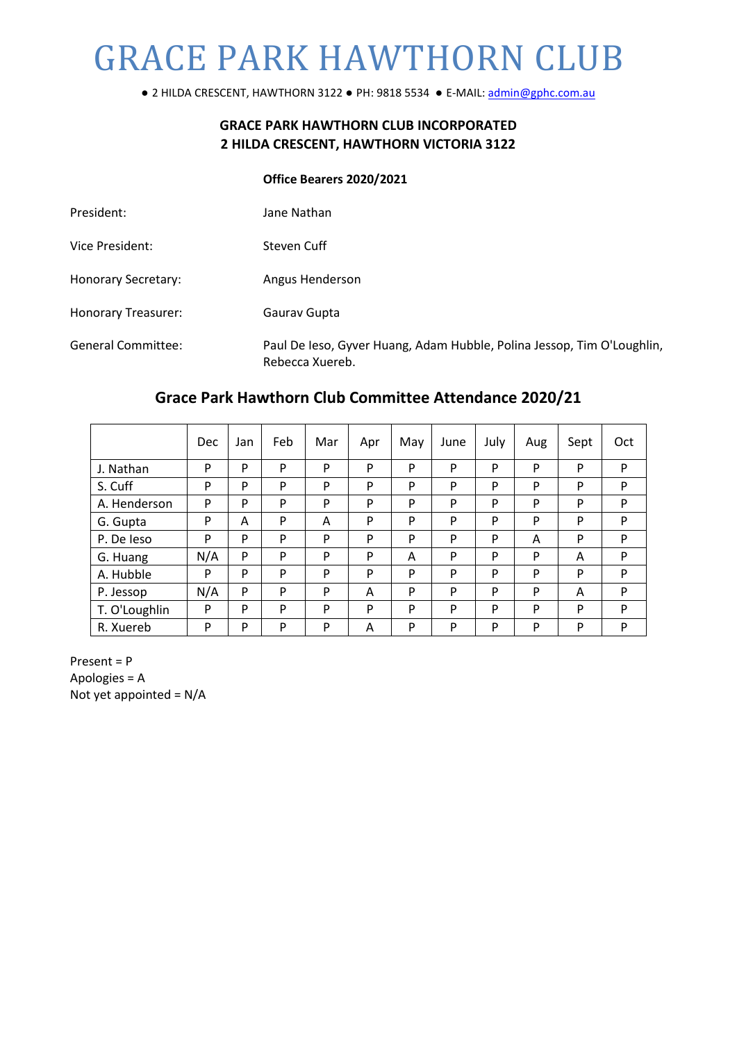# GRACE PARK HAWTHORN CLUB

● 2 HILDA CRESCENT, HAWTHORN 3122 ● PH: 9818 5534 ● E-MAIL: admin@gphc.com.au

**GRACE PARK HAWTHORN CLUB INCORPORATED**
**2 HILDA CRESCENT, HAWTHORN VICTORIA 3122**

**Office Bearers 2020/2021**

| | |
|---|---|
| President: | Jane Nathan |
| Vice President: | Steven Cuff |
| Honorary Secretary: | Angus Henderson |
| Honorary Treasurer: | Gaurav Gupta |
| General Committee: | Paul De Ieso, Gyver Huang, Adam Hubble, Polina Jessop, Tim O'Loughlin, Rebecca Xuereb. |

## Grace Park Hawthorn Club Committee Attendance 2020/21

| | Dec | Jan | Feb | Mar | Apr | May | June | July | Aug | Sept | Oct |
|---|---|---|---|---|---|---|---|---|---|---|---|
| J. Nathan | P | P | P | P | P | P | P | P | P | P | P |
| S. Cuff | P | P | P | P | P | P | P | P | P | P | P |
| A. Henderson | P | P | P | P | P | P | P | P | P | P | P |
| G. Gupta | P | A | P | A | P | P | P | P | P | P | P |
| P. De Ieso | P | P | P | P | P | P | P | P | A | P | P |
| G. Huang | N/A | P | P | P | P | A | P | P | P | A | P |
| A. Hubble | P | P | P | P | P | P | P | P | P | P | P |
| P. Jessop | N/A | P | P | P | A | P | P | P | P | A | P |
| T. O'Loughlin | P | P | P | P | P | P | P | P | P | P | P |
| R. Xuereb | P | P | P | P | A | P | P | P | P | P | P |

Present = P
Apologies = A
Not yet appointed = N/A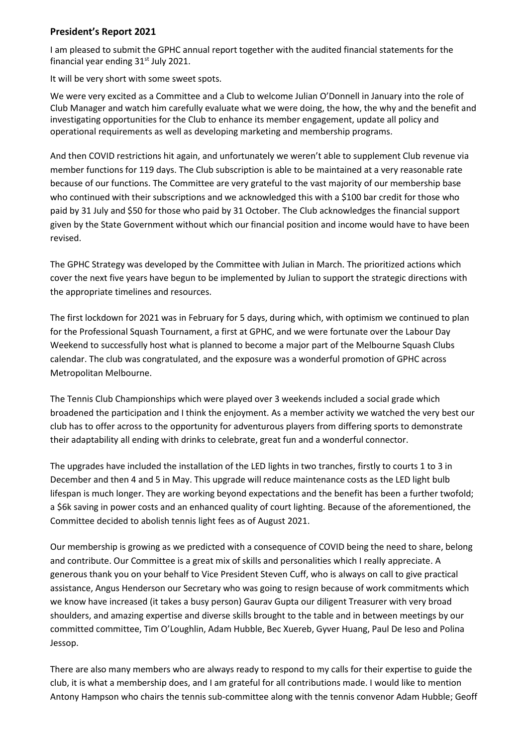## President's Report 2021

I am pleased to submit the GPHC annual report together with the audited financial statements for the financial year ending 31st July 2021.

It will be very short with some sweet spots.

We were very excited as a Committee and a Club to welcome Julian O'Donnell in January into the role of Club Manager and watch him carefully evaluate what we were doing, the how, the why and the benefit and investigating opportunities for the Club to enhance its member engagement, update all policy and operational requirements as well as developing marketing and membership programs.

And then COVID restrictions hit again, and unfortunately we weren't able to supplement Club revenue via member functions for 119 days. The Club subscription is able to be maintained at a very reasonable rate because of our functions. The Committee are very grateful to the vast majority of our membership base who continued with their subscriptions and we acknowledged this with a $100 bar credit for those who paid by 31 July and $50 for those who paid by 31 October. The Club acknowledges the financial support given by the State Government without which our financial position and income would have to have been revised.

The GPHC Strategy was developed by the Committee with Julian in March. The prioritized actions which cover the next five years have begun to be implemented by Julian to support the strategic directions with the appropriate timelines and resources.

The first lockdown for 2021 was in February for 5 days, during which, with optimism we continued to plan for the Professional Squash Tournament, a first at GPHC, and we were fortunate over the Labour Day Weekend to successfully host what is planned to become a major part of the Melbourne Squash Clubs calendar. The club was congratulated, and the exposure was a wonderful promotion of GPHC across Metropolitan Melbourne.

The Tennis Club Championships which were played over 3 weekends included a social grade which broadened the participation and I think the enjoyment. As a member activity we watched the very best our club has to offer across to the opportunity for adventurous players from differing sports to demonstrate their adaptability all ending with drinks to celebrate, great fun and a wonderful connector.

The upgrades have included the installation of the LED lights in two tranches, firstly to courts 1 to 3 in December and then 4 and 5 in May. This upgrade will reduce maintenance costs as the LED light bulb lifespan is much longer. They are working beyond expectations and the benefit has been a further twofold; a $6k saving in power costs and an enhanced quality of court lighting. Because of the aforementioned, the Committee decided to abolish tennis light fees as of August 2021.

Our membership is growing as we predicted with a consequence of COVID being the need to share, belong and contribute. Our Committee is a great mix of skills and personalities which I really appreciate. A generous thank you on your behalf to Vice President Steven Cuff, who is always on call to give practical assistance, Angus Henderson our Secretary who was going to resign because of work commitments which we know have increased (it takes a busy person) Gaurav Gupta our diligent Treasurer with very broad shoulders, and amazing expertise and diverse skills brought to the table and in between meetings by our committed committee, Tim O'Loughlin, Adam Hubble, Bec Xuereb, Gyver Huang, Paul De Ieso and Polina Jessop.

There are also many members who are always ready to respond to my calls for their expertise to guide the club, it is what a membership does, and I am grateful for all contributions made. I would like to mention Antony Hampson who chairs the tennis sub-committee along with the tennis convenor Adam Hubble; Geoff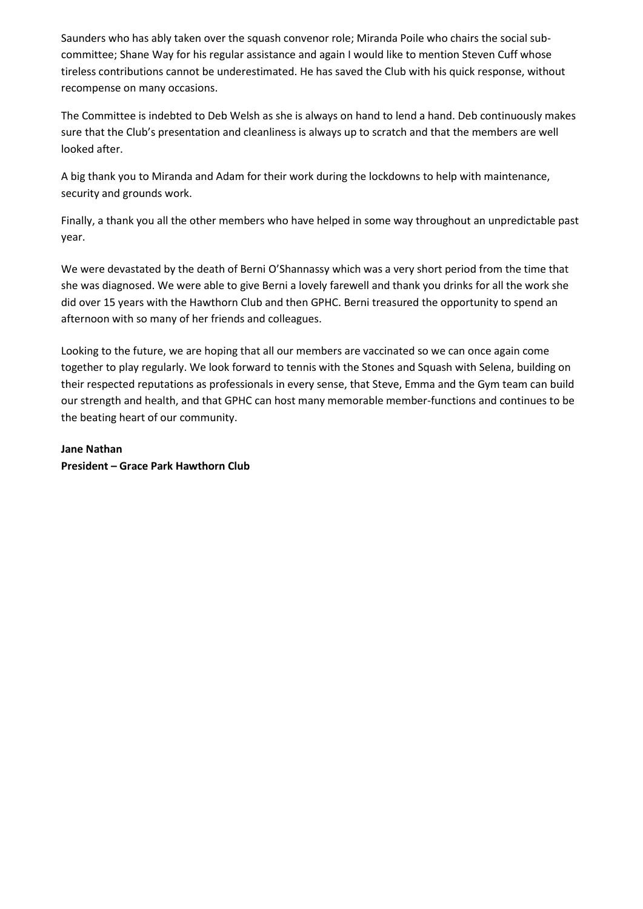Saunders who has ably taken over the squash convenor role; Miranda Poile who chairs the social sub-committee; Shane Way for his regular assistance and again I would like to mention Steven Cuff whose tireless contributions cannot be underestimated. He has saved the Club with his quick response, without recompense on many occasions.

The Committee is indebted to Deb Welsh as she is always on hand to lend a hand. Deb continuously makes sure that the Club's presentation and cleanliness is always up to scratch and that the members are well looked after.

A big thank you to Miranda and Adam for their work during the lockdowns to help with maintenance, security and grounds work.

Finally, a thank you all the other members who have helped in some way throughout an unpredictable past year.

We were devastated by the death of Berni O'Shannassy which was a very short period from the time that she was diagnosed. We were able to give Berni a lovely farewell and thank you drinks for all the work she did over 15 years with the Hawthorn Club and then GPHC. Berni treasured the opportunity to spend an afternoon with so many of her friends and colleagues.

Looking to the future, we are hoping that all our members are vaccinated so we can once again come together to play regularly. We look forward to tennis with the Stones and Squash with Selena, building on their respected reputations as professionals in every sense, that Steve, Emma and the Gym team can build our strength and health, and that GPHC can host many memorable member-functions and continues to be the beating heart of our community.

**Jane Nathan**
**President – Grace Park Hawthorn Club**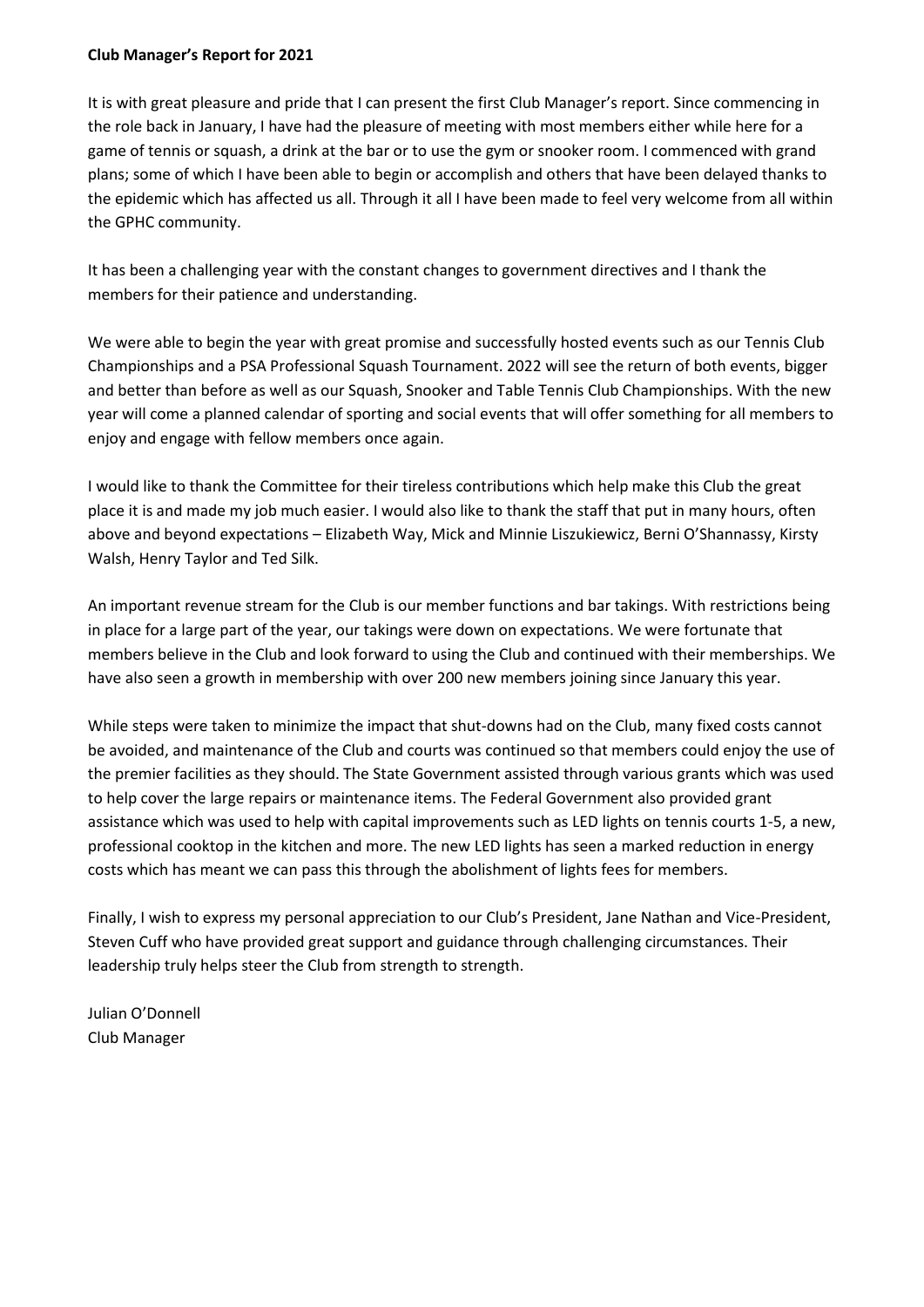**Club Manager's Report for 2021**

It is with great pleasure and pride that I can present the first Club Manager's report. Since commencing in the role back in January, I have had the pleasure of meeting with most members either while here for a game of tennis or squash, a drink at the bar or to use the gym or snooker room. I commenced with grand plans; some of which I have been able to begin or accomplish and others that have been delayed thanks to the epidemic which has affected us all. Through it all I have been made to feel very welcome from all within the GPHC community.

It has been a challenging year with the constant changes to government directives and I thank the members for their patience and understanding.

We were able to begin the year with great promise and successfully hosted events such as our Tennis Club Championships and a PSA Professional Squash Tournament. 2022 will see the return of both events, bigger and better than before as well as our Squash, Snooker and Table Tennis Club Championships. With the new year will come a planned calendar of sporting and social events that will offer something for all members to enjoy and engage with fellow members once again.

I would like to thank the Committee for their tireless contributions which help make this Club the great place it is and made my job much easier. I would also like to thank the staff that put in many hours, often above and beyond expectations – Elizabeth Way, Mick and Minnie Liszukiewicz, Berni O'Shannassy, Kirsty Walsh, Henry Taylor and Ted Silk.

An important revenue stream for the Club is our member functions and bar takings. With restrictions being in place for a large part of the year, our takings were down on expectations. We were fortunate that members believe in the Club and look forward to using the Club and continued with their memberships. We have also seen a growth in membership with over 200 new members joining since January this year.

While steps were taken to minimize the impact that shut-downs had on the Club, many fixed costs cannot be avoided, and maintenance of the Club and courts was continued so that members could enjoy the use of the premier facilities as they should. The State Government assisted through various grants which was used to help cover the large repairs or maintenance items. The Federal Government also provided grant assistance which was used to help with capital improvements such as LED lights on tennis courts 1-5, a new, professional cooktop in the kitchen and more. The new LED lights has seen a marked reduction in energy costs which has meant we can pass this through the abolishment of lights fees for members.

Finally, I wish to express my personal appreciation to our Club's President, Jane Nathan and Vice-President, Steven Cuff who have provided great support and guidance through challenging circumstances. Their leadership truly helps steer the Club from strength to strength.

Julian O'Donnell
Club Manager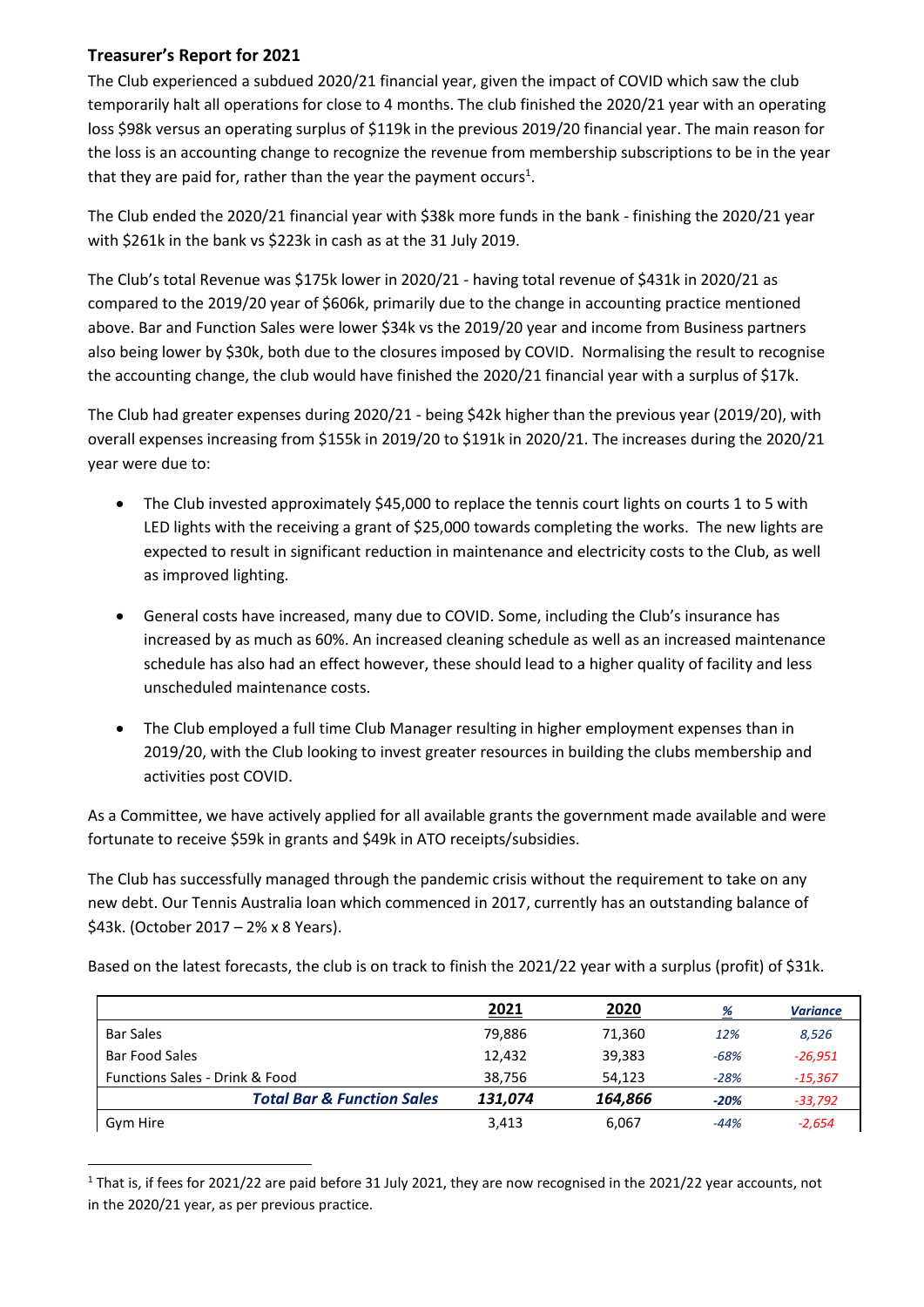## Treasurer's Report for 2021

The Club experienced a subdued 2020/21 financial year, given the impact of COVID which saw the club temporarily halt all operations for close to 4 months. The club finished the 2020/21 year with an operating loss $98k versus an operating surplus of $119k in the previous 2019/20 financial year. The main reason for the loss is an accounting change to recognize the revenue from membership subscriptions to be in the year that they are paid for, rather than the year the payment occurs[1].

The Club ended the 2020/21 financial year with $38k more funds in the bank - finishing the 2020/21 year with $261k in the bank vs $223k in cash as at the 31 July 2019.

The Club's total Revenue was $175k lower in 2020/21 - having total revenue of $431k in 2020/21 as compared to the 2019/20 year of $606k, primarily due to the change in accounting practice mentioned above. Bar and Function Sales were lower $34k vs the 2019/20 year and income from Business partners also being lower by $30k, both due to the closures imposed by COVID. Normalising the result to recognise the accounting change, the club would have finished the 2020/21 financial year with a surplus of $17k.

The Club had greater expenses during 2020/21 - being $42k higher than the previous year (2019/20), with overall expenses increasing from $155k in 2019/20 to $191k in 2020/21. The increases during the 2020/21 year were due to:

- The Club invested approximately $45,000 to replace the tennis court lights on courts 1 to 5 with LED lights with the receiving a grant of $25,000 towards completing the works. The new lights are expected to result in significant reduction in maintenance and electricity costs to the Club, as well as improved lighting.
- General costs have increased, many due to COVID. Some, including the Club's insurance has increased by as much as 60%. An increased cleaning schedule as well as an increased maintenance schedule has also had an effect however, these should lead to a higher quality of facility and less unscheduled maintenance costs.
- The Club employed a full time Club Manager resulting in higher employment expenses than in 2019/20, with the Club looking to invest greater resources in building the clubs membership and activities post COVID.

As a Committee, we have actively applied for all available grants the government made available and were fortunate to receive $59k in grants and $49k in ATO receipts/subsidies.

The Club has successfully managed through the pandemic crisis without the requirement to take on any new debt. Our Tennis Australia loan which commenced in 2017, currently has an outstanding balance of $43k. (October 2017 – 2% x 8 Years).

Based on the latest forecasts, the club is on track to finish the 2021/22 year with a surplus (profit) of $31k.

| | 2021 | 2020 | % | Variance |
|---|---|---|---|---|
| Bar Sales | 79,886 | 71,360 | 12% | 8,526 |
| Bar Food Sales | 12,432 | 39,383 | -68% | -26,951 |
| Functions Sales - Drink & Food | 38,756 | 54,123 | -28% | -15,367 |
| ***Total Bar & Function Sales*** | ***131,074*** | ***164,866*** | ***-20%*** | *-33,792* |
| Gym Hire | 3,413 | 6,067 | -44% | -2,654 |

[1] That is, if fees for 2021/22 are paid before 31 July 2021, they are now recognised in the 2021/22 year accounts, not in the 2020/21 year, as per previous practice.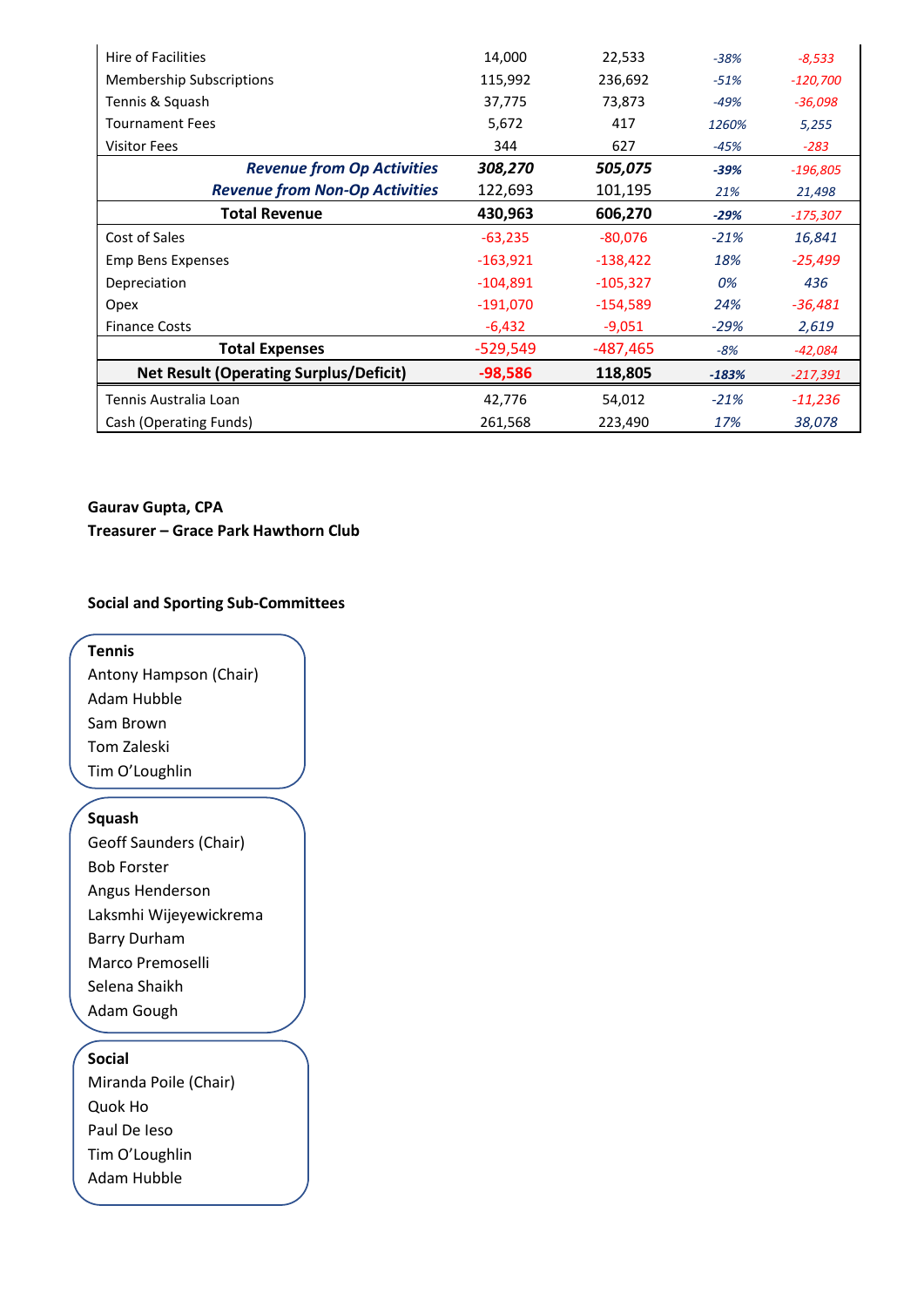| | | | | |
|---|---|---|---|---|
| Hire of Facilities | 14,000 | 22,533 | *-38%* | *-8,533* |
| Membership Subscriptions | 115,992 | 236,692 | *-51%* | *-120,700* |
| Tennis & Squash | 37,775 | 73,873 | *-49%* | *-36,098* |
| Tournament Fees | 5,672 | 417 | *1260%* | *5,255* |
| Visitor Fees | 344 | 627 | *-45%* | *-283* |
| ***Revenue from Op Activities*** | ***308,270*** | ***505,075*** | ***-39%*** | *-196,805* |
| ***Revenue from Non-Op Activities*** | 122,693 | 101,195 | *21%* | *21,498* |
| **Total Revenue** | **430,963** | **606,270** | ***-29%*** | *-175,307* |
| Cost of Sales | -63,235 | -80,076 | *-21%* | *16,841* |
| Emp Bens Expenses | -163,921 | -138,422 | *18%* | *-25,499* |
| Depreciation | -104,891 | -105,327 | *0%* | *436* |
| Opex | -191,070 | -154,589 | *24%* | *-36,481* |
| Finance Costs | -6,432 | -9,051 | *-29%* | *2,619* |
| **Total Expenses** | -529,549 | -487,465 | *-8%* | *-42,084* |
| **Net Result (Operating Surplus/Deficit)** | **-98,586** | **118,805** | ***-183%*** | *-217,391* |
| Tennis Australia Loan | 42,776 | 54,012 | *-21%* | *-11,236* |
| Cash (Operating Funds) | 261,568 | 223,490 | *17%* | *38,078* |

**Gaurav Gupta, CPA**
**Treasurer – Grace Park Hawthorn Club**

## Social and Sporting Sub-Committees

**Tennis**
Antony Hampson (Chair)
Adam Hubble
Sam Brown
Tom Zaleski
Tim O'Loughlin

**Squash**
Geoff Saunders (Chair)
Bob Forster
Angus Henderson
Laksmhi Wijeyewickrema
Barry Durham
Marco Premoselli
Selena Shaikh
Adam Gough

**Social**
Miranda Poile (Chair)
Quok Ho
Paul De Ieso
Tim O'Loughlin
Adam Hubble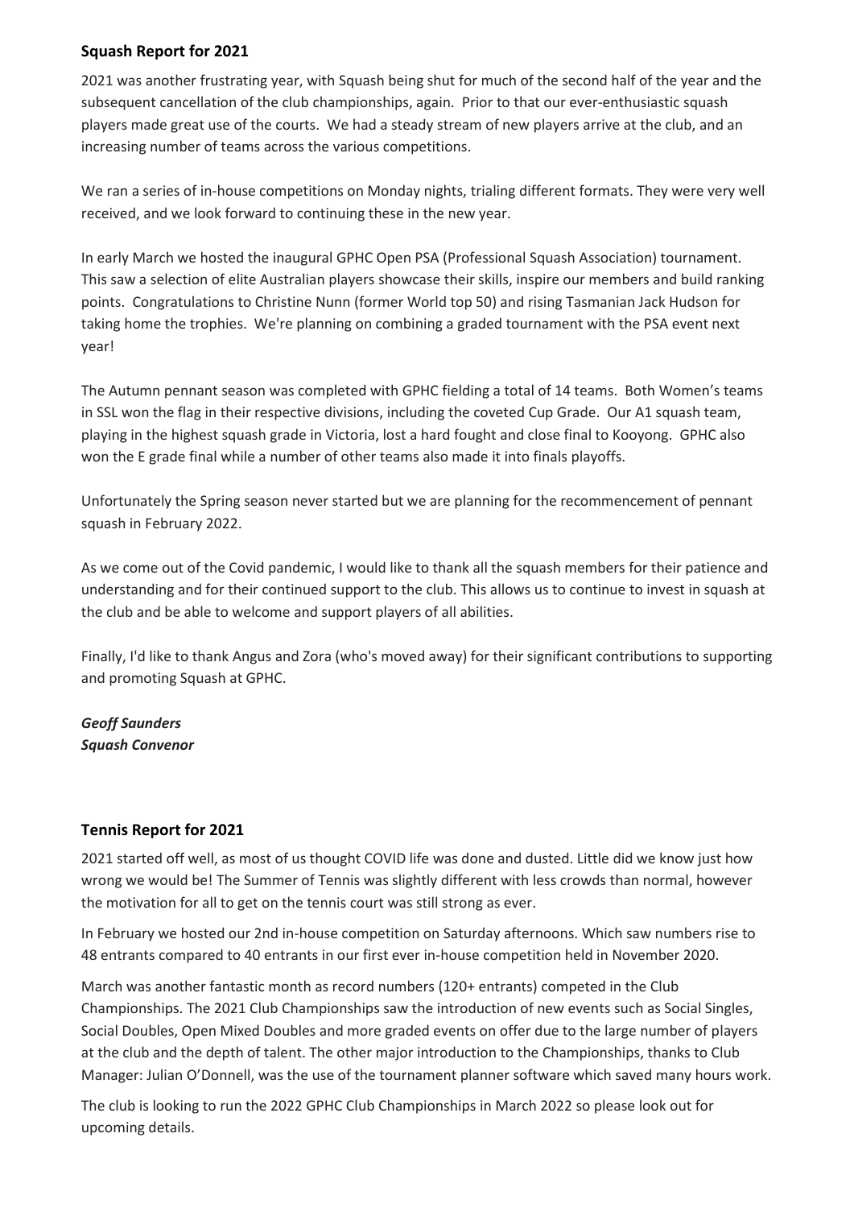## Squash Report for 2021

2021 was another frustrating year, with Squash being shut for much of the second half of the year and the subsequent cancellation of the club championships, again. Prior to that our ever-enthusiastic squash players made great use of the courts. We had a steady stream of new players arrive at the club, and an increasing number of teams across the various competitions.

We ran a series of in-house competitions on Monday nights, trialing different formats. They were very well received, and we look forward to continuing these in the new year.

In early March we hosted the inaugural GPHC Open PSA (Professional Squash Association) tournament. This saw a selection of elite Australian players showcase their skills, inspire our members and build ranking points. Congratulations to Christine Nunn (former World top 50) and rising Tasmanian Jack Hudson for taking home the trophies. We're planning on combining a graded tournament with the PSA event next year!

The Autumn pennant season was completed with GPHC fielding a total of 14 teams. Both Women's teams in SSL won the flag in their respective divisions, including the coveted Cup Grade. Our A1 squash team, playing in the highest squash grade in Victoria, lost a hard fought and close final to Kooyong. GPHC also won the E grade final while a number of other teams also made it into finals playoffs.

Unfortunately the Spring season never started but we are planning for the recommencement of pennant squash in February 2022.

As we come out of the Covid pandemic, I would like to thank all the squash members for their patience and understanding and for their continued support to the club. This allows us to continue to invest in squash at the club and be able to welcome and support players of all abilities.

Finally, I'd like to thank Angus and Zora (who's moved away) for their significant contributions to supporting and promoting Squash at GPHC.

***Geoff Saunders***
***Squash Convenor***

## Tennis Report for 2021

2021 started off well, as most of us thought COVID life was done and dusted. Little did we know just how wrong we would be! The Summer of Tennis was slightly different with less crowds than normal, however the motivation for all to get on the tennis court was still strong as ever.

In February we hosted our 2nd in-house competition on Saturday afternoons. Which saw numbers rise to 48 entrants compared to 40 entrants in our first ever in-house competition held in November 2020.

March was another fantastic month as record numbers (120+ entrants) competed in the Club Championships. The 2021 Club Championships saw the introduction of new events such as Social Singles, Social Doubles, Open Mixed Doubles and more graded events on offer due to the large number of players at the club and the depth of talent. The other major introduction to the Championships, thanks to Club Manager: Julian O'Donnell, was the use of the tournament planner software which saved many hours work.

The club is looking to run the 2022 GPHC Club Championships in March 2022 so please look out for upcoming details.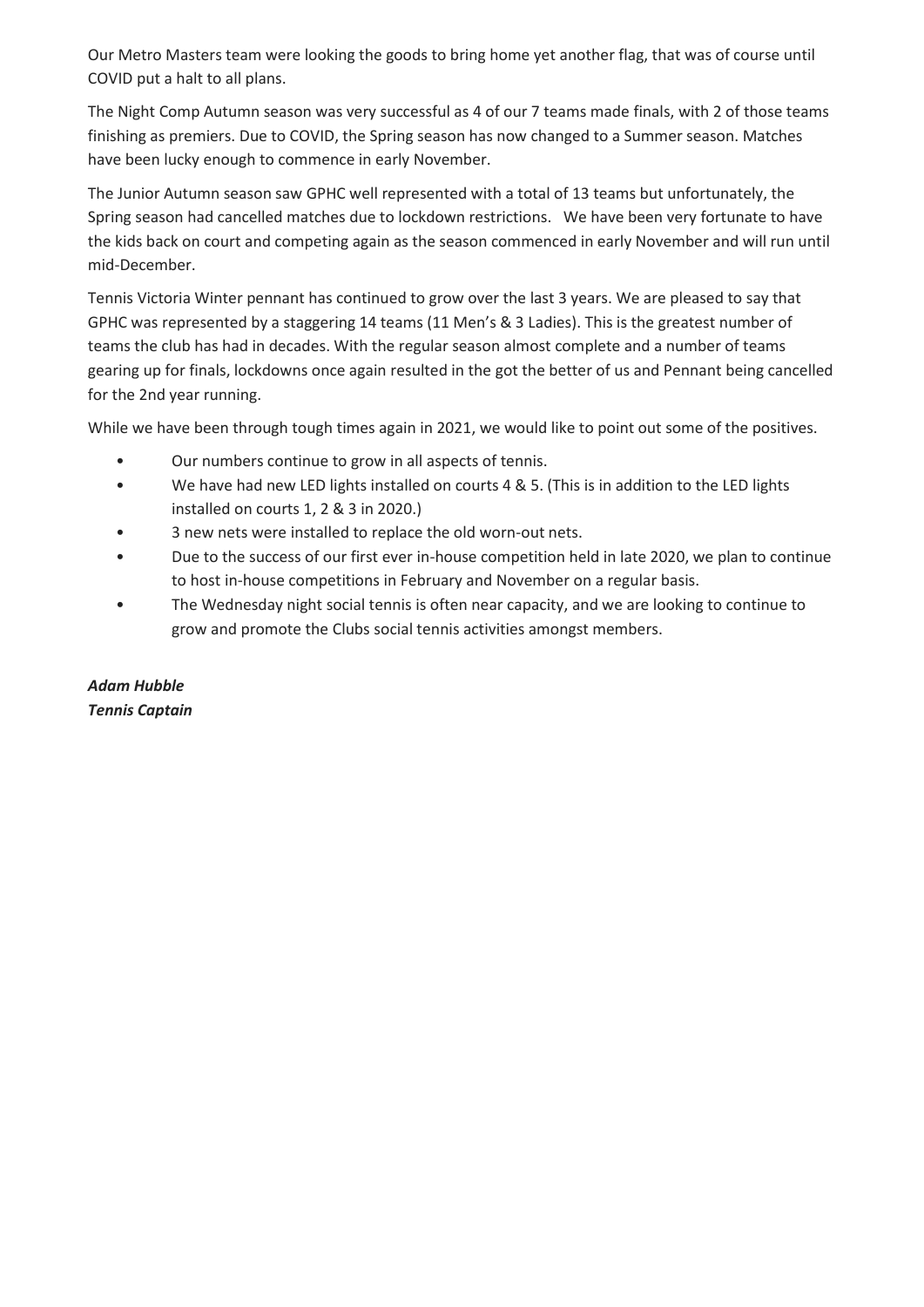Our Metro Masters team were looking the goods to bring home yet another flag, that was of course until COVID put a halt to all plans.

The Night Comp Autumn season was very successful as 4 of our 7 teams made finals, with 2 of those teams finishing as premiers. Due to COVID, the Spring season has now changed to a Summer season. Matches have been lucky enough to commence in early November.

The Junior Autumn season saw GPHC well represented with a total of 13 teams but unfortunately, the Spring season had cancelled matches due to lockdown restrictions.  We have been very fortunate to have the kids back on court and competing again as the season commenced in early November and will run until mid-December.

Tennis Victoria Winter pennant has continued to grow over the last 3 years. We are pleased to say that GPHC was represented by a staggering 14 teams (11 Men's & 3 Ladies). This is the greatest number of teams the club has had in decades. With the regular season almost complete and a number of teams gearing up for finals, lockdowns once again resulted in the got the better of us and Pennant being cancelled for the 2nd year running.

While we have been through tough times again in 2021, we would like to point out some of the positives.

- Our numbers continue to grow in all aspects of tennis.
- We have had new LED lights installed on courts 4 & 5. (This is in addition to the LED lights installed on courts 1, 2 & 3 in 2020.)
- 3 new nets were installed to replace the old worn-out nets.
- Due to the success of our first ever in-house competition held in late 2020, we plan to continue to host in-house competitions in February and November on a regular basis.
- The Wednesday night social tennis is often near capacity, and we are looking to continue to grow and promote the Clubs social tennis activities amongst members.

***Adam Hubble***
***Tennis Captain***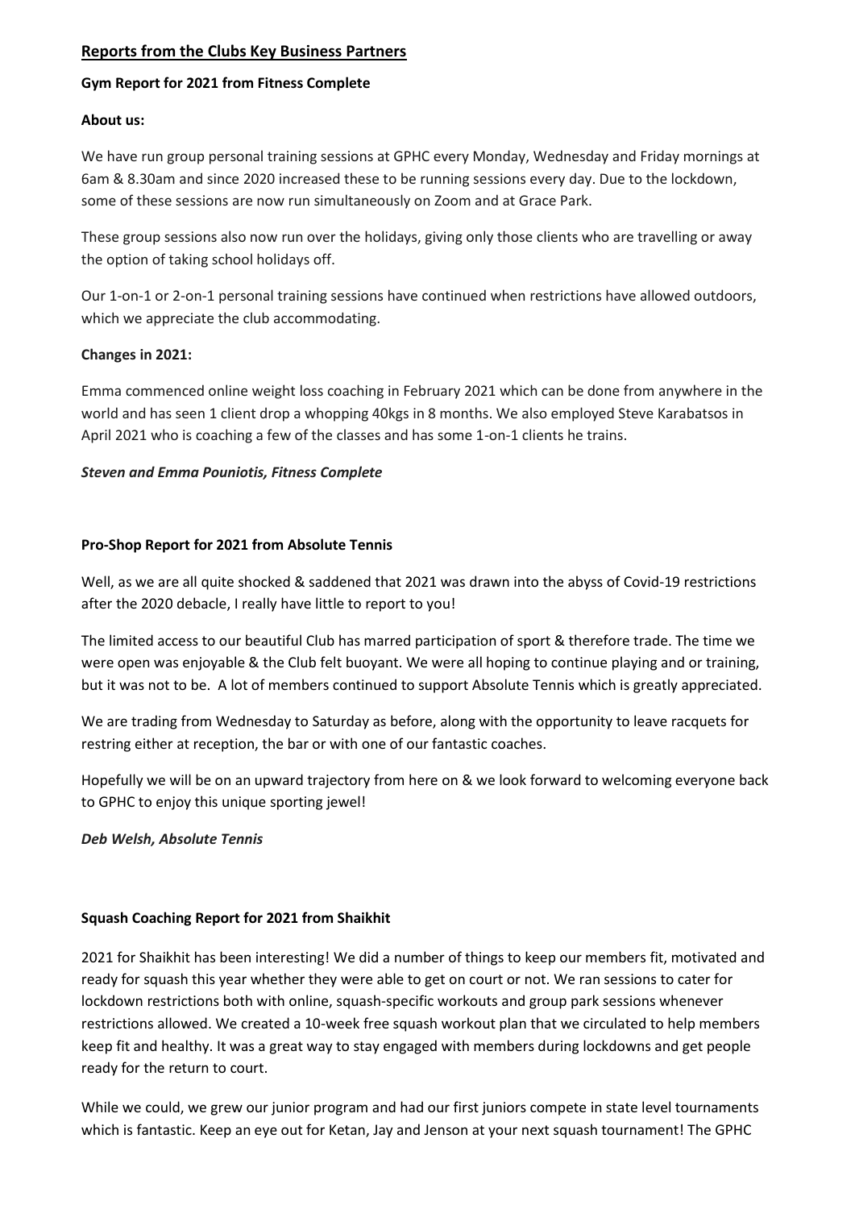## Reports from the Clubs Key Business Partners

### Gym Report for 2021 from Fitness Complete

**About us:**

We have run group personal training sessions at GPHC every Monday, Wednesday and Friday mornings at 6am & 8.30am and since 2020 increased these to be running sessions every day. Due to the lockdown, some of these sessions are now run simultaneously on Zoom and at Grace Park.

These group sessions also now run over the holidays, giving only those clients who are travelling or away the option of taking school holidays off.

Our 1-on-1 or 2-on-1 personal training sessions have continued when restrictions have allowed outdoors, which we appreciate the club accommodating.

**Changes in 2021:**

Emma commenced online weight loss coaching in February 2021 which can be done from anywhere in the world and has seen 1 client drop a whopping 40kgs in 8 months. We also employed Steve Karabatsos in April 2021 who is coaching a few of the classes and has some 1-on-1 clients he trains.

***Steven and Emma Pouniotis, Fitness Complete***

### Pro-Shop Report for 2021 from Absolute Tennis

Well, as we are all quite shocked & saddened that 2021 was drawn into the abyss of Covid-19 restrictions after the 2020 debacle, I really have little to report to you!

The limited access to our beautiful Club has marred participation of sport & therefore trade. The time we were open was enjoyable & the Club felt buoyant. We were all hoping to continue playing and or training, but it was not to be. A lot of members continued to support Absolute Tennis which is greatly appreciated.

We are trading from Wednesday to Saturday as before, along with the opportunity to leave racquets for restring either at reception, the bar or with one of our fantastic coaches.

Hopefully we will be on an upward trajectory from here on & we look forward to welcoming everyone back to GPHC to enjoy this unique sporting jewel!

***Deb Welsh, Absolute Tennis***

### Squash Coaching Report for 2021 from Shaikhit

2021 for Shaikhit has been interesting! We did a number of things to keep our members fit, motivated and ready for squash this year whether they were able to get on court or not. We ran sessions to cater for lockdown restrictions both with online, squash-specific workouts and group park sessions whenever restrictions allowed. We created a 10-week free squash workout plan that we circulated to help members keep fit and healthy. It was a great way to stay engaged with members during lockdowns and get people ready for the return to court.

While we could, we grew our junior program and had our first juniors compete in state level tournaments which is fantastic. Keep an eye out for Ketan, Jay and Jenson at your next squash tournament! The GPHC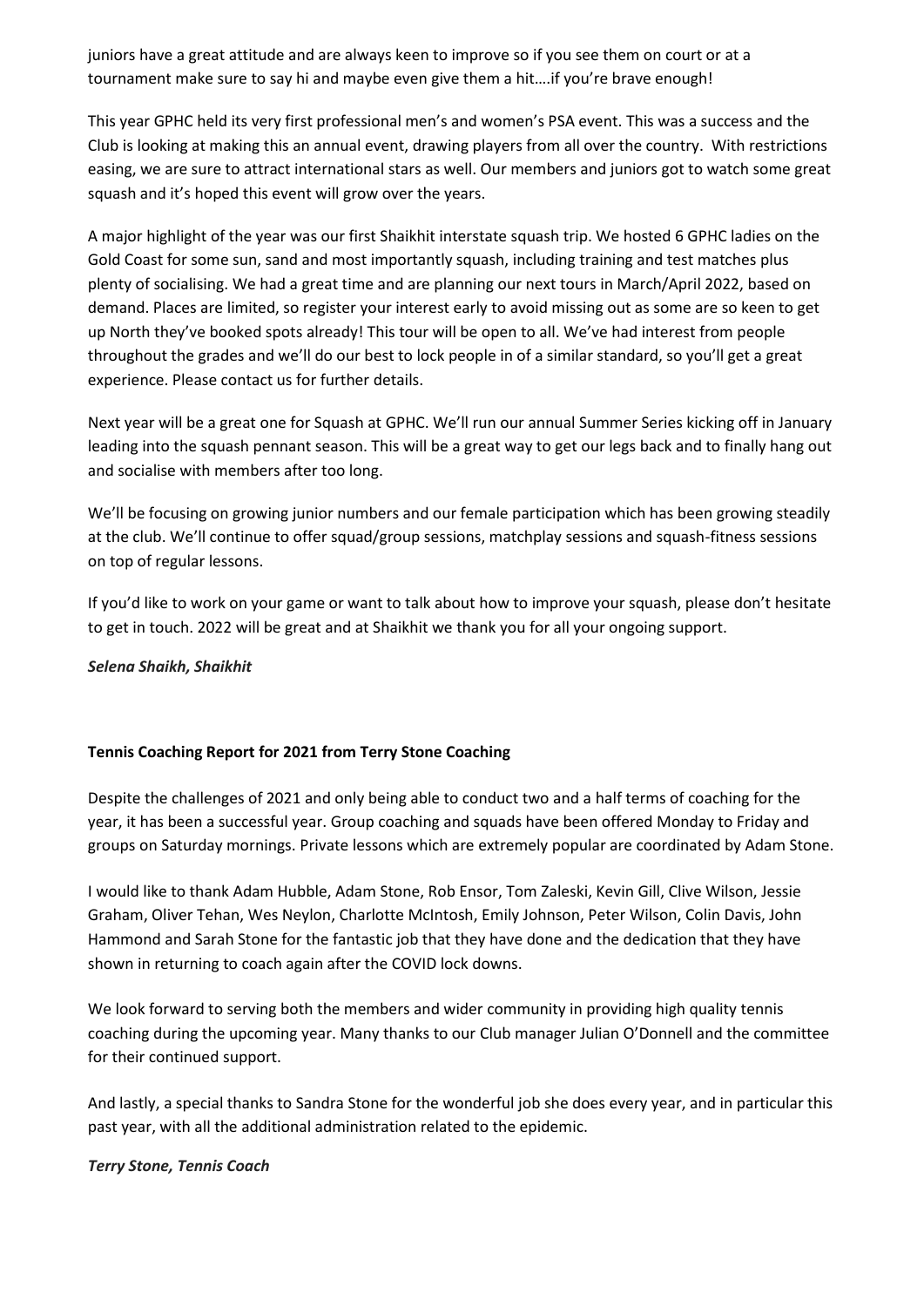juniors have a great attitude and are always keen to improve so if you see them on court or at a tournament make sure to say hi and maybe even give them a hit….if you're brave enough!

This year GPHC held its very first professional men's and women's PSA event. This was a success and the Club is looking at making this an annual event, drawing players from all over the country. With restrictions easing, we are sure to attract international stars as well. Our members and juniors got to watch some great squash and it's hoped this event will grow over the years.

A major highlight of the year was our first Shaikhit interstate squash trip. We hosted 6 GPHC ladies on the Gold Coast for some sun, sand and most importantly squash, including training and test matches plus plenty of socialising. We had a great time and are planning our next tours in March/April 2022, based on demand. Places are limited, so register your interest early to avoid missing out as some are so keen to get up North they've booked spots already! This tour will be open to all. We've had interest from people throughout the grades and we'll do our best to lock people in of a similar standard, so you'll get a great experience. Please contact us for further details.

Next year will be a great one for Squash at GPHC. We'll run our annual Summer Series kicking off in January leading into the squash pennant season. This will be a great way to get our legs back and to finally hang out and socialise with members after too long.

We'll be focusing on growing junior numbers and our female participation which has been growing steadily at the club. We'll continue to offer squad/group sessions, matchplay sessions and squash-fitness sessions on top of regular lessons.

If you'd like to work on your game or want to talk about how to improve your squash, please don't hesitate to get in touch. 2022 will be great and at Shaikhit we thank you for all your ongoing support.

***Selena Shaikh, Shaikhit***

**Tennis Coaching Report for 2021 from Terry Stone Coaching**

Despite the challenges of 2021 and only being able to conduct two and a half terms of coaching for the year, it has been a successful year. Group coaching and squads have been offered Monday to Friday and groups on Saturday mornings. Private lessons which are extremely popular are coordinated by Adam Stone.

I would like to thank Adam Hubble, Adam Stone, Rob Ensor, Tom Zaleski, Kevin Gill, Clive Wilson, Jessie Graham, Oliver Tehan, Wes Neylon, Charlotte McIntosh, Emily Johnson, Peter Wilson, Colin Davis, John Hammond and Sarah Stone for the fantastic job that they have done and the dedication that they have shown in returning to coach again after the COVID lock downs.

We look forward to serving both the members and wider community in providing high quality tennis coaching during the upcoming year. Many thanks to our Club manager Julian O'Donnell and the committee for their continued support.

And lastly, a special thanks to Sandra Stone for the wonderful job she does every year, and in particular this past year, with all the additional administration related to the epidemic.

***Terry Stone, Tennis Coach***